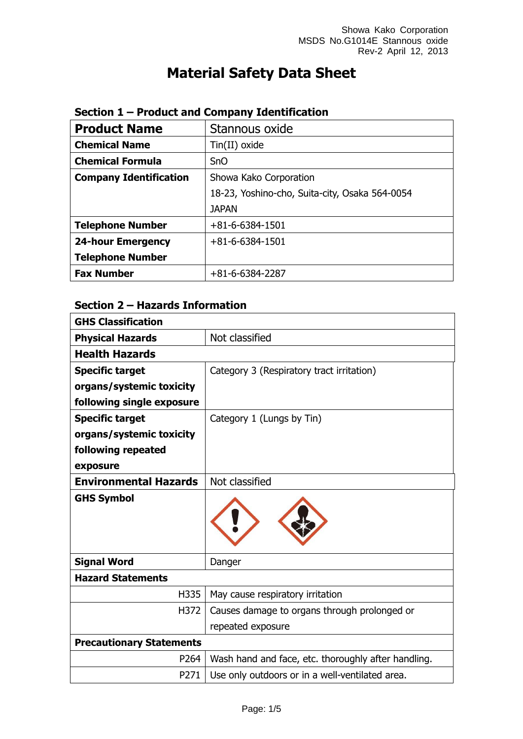# Material Safety Data Sheet

## Section 1 – Product and Company Identification

| **Product Name** | Stannous oxide |
|---|---|
| **Chemical Name** | Tin(II) oxide |
| **Chemical Formula** | SnO |
| **Company Identification** | Showa Kako Corporation<br>18-23, Yoshino-cho, Suita-city, Osaka 564-0054<br>JAPAN |
| **Telephone Number** | +81-6-6384-1501 |
| **24-hour Emergency Telephone Number** | +81-6-6384-1501 |
| **Fax Number** | +81-6-6384-2287 |

## Section 2 – Hazards Information

| **GHS Classification** | |
|---|---|
| **Physical Hazards** | Not classified |
| **Health Hazards** | |
| **Specific target organs/systemic toxicity following single exposure** | Category 3 (Respiratory tract irritation) |
| **Specific target organs/systemic toxicity following repeated exposure** | Category 1 (Lungs by Tin) |
| **Environmental Hazards** | Not classified |
| **GHS Symbol** | |
| **Signal Word** | Danger |
| **Hazard Statements** | |
| H335 | May cause respiratory irritation |
| H372 | Causes damage to organs through prolonged or repeated exposure |
| **Precautionary Statements** | |
| P264 | Wash hand and face, etc. thoroughly after handling. |
| P271 | Use only outdoors or in a well-ventilated area. |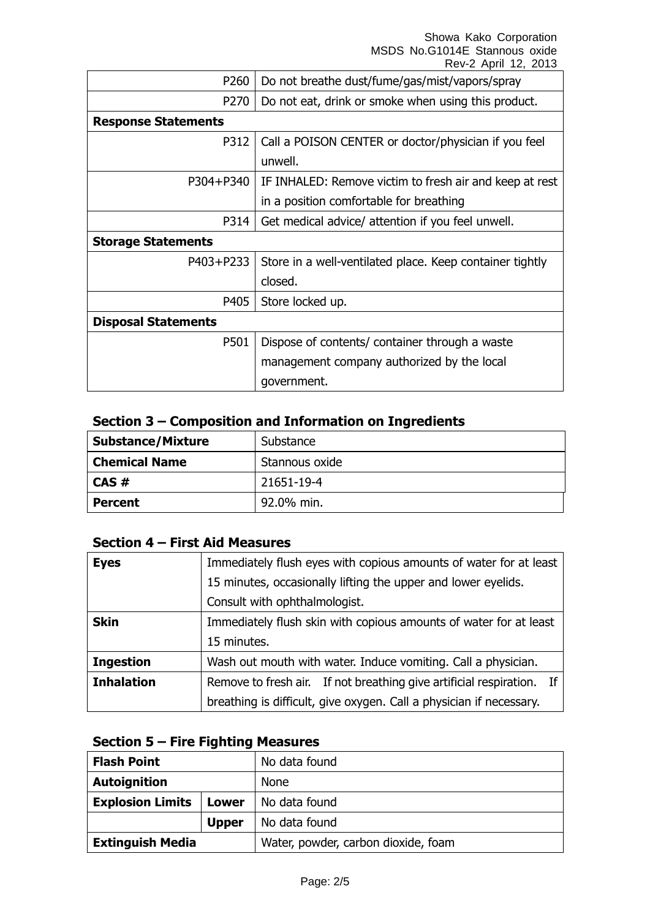| | |
|---|---|
| P260 | Do not breathe dust/fume/gas/mist/vapors/spray |
| P270 | Do not eat, drink or smoke when using this product. |
| **Response Statements** | |
| P312 | Call a POISON CENTER or doctor/physician if you feel unwell. |
| P304+P340 | IF INHALED: Remove victim to fresh air and keep at rest in a position comfortable for breathing |
| P314 | Get medical advice/ attention if you feel unwell. |
| **Storage Statements** | |
| P403+P233 | Store in a well-ventilated place. Keep container tightly closed. |
| P405 | Store locked up. |
| **Disposal Statements** | |
| P501 | Dispose of contents/ container through a waste management company authorized by the local government. |

## Section 3 – Composition and Information on Ingredients

| | |
|---|---|
| **Substance/Mixture** | Substance |
| **Chemical Name** | Stannous oxide |
| **CAS #** | 21651-19-4 |
| **Percent** | 92.0% min. |

## Section 4 – First Aid Measures

| | |
|---|---|
| **Eyes** | Immediately flush eyes with copious amounts of water for at least 15 minutes, occasionally lifting the upper and lower eyelids. Consult with ophthalmologist. |
| **Skin** | Immediately flush skin with copious amounts of water for at least 15 minutes. |
| **Ingestion** | Wash out mouth with water. Induce vomiting. Call a physician. |
| **Inhalation** | Remove to fresh air. If not breathing give artificial respiration. If breathing is difficult, give oxygen. Call a physician if necessary. |

## Section 5 – Fire Fighting Measures

| | | |
|---|---|---|
| **Flash Point** | | No data found |
| **Autoignition** | | None |
| **Explosion Limits** | **Lower** | No data found |
| | **Upper** | No data found |
| **Extinguish Media** | | Water, powder, carbon dioxide, foam |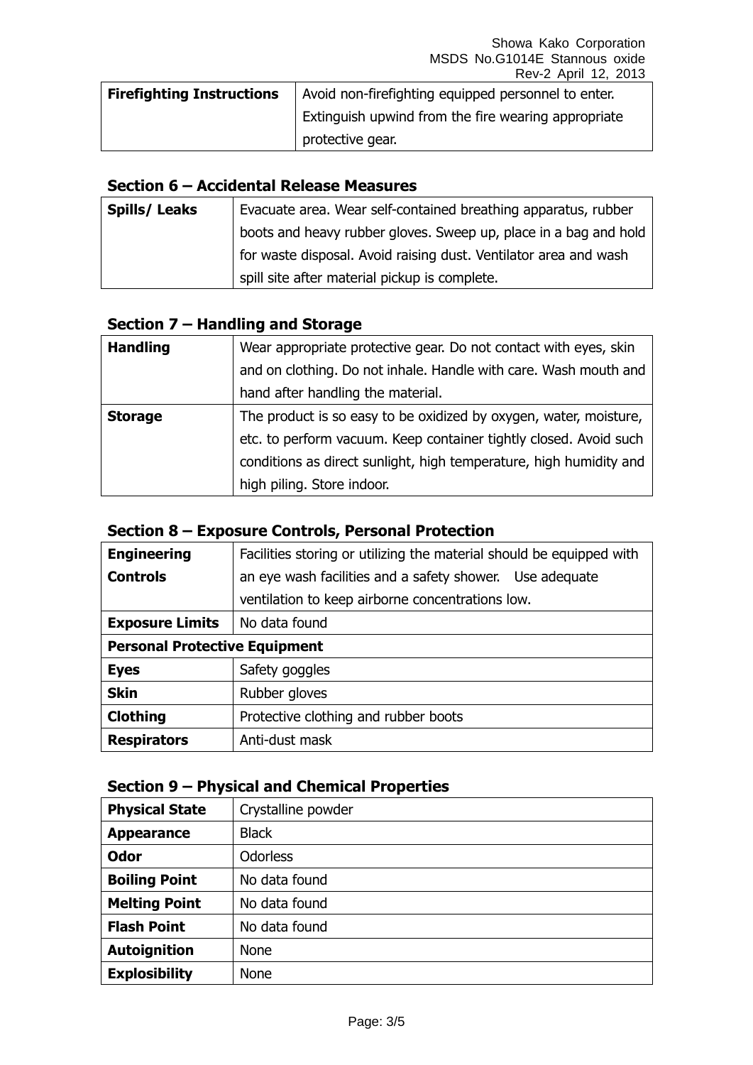| **Firefighting Instructions** | Avoid non-firefighting equipped personnel to enter. Extinguish upwind from the fire wearing appropriate protective gear. |
|---|---|

## Section 6 – Accidental Release Measures

| **Spills/ Leaks** | Evacuate area. Wear self-contained breathing apparatus, rubber boots and heavy rubber gloves. Sweep up, place in a bag and hold for waste disposal. Avoid raising dust. Ventilator area and wash spill site after material pickup is complete. |
|---|---|

## Section 7 – Handling and Storage

| **Handling** | Wear appropriate protective gear. Do not contact with eyes, skin and on clothing. Do not inhale. Handle with care. Wash mouth and hand after handling the material. |
|---|---|
| **Storage** | The product is so easy to be oxidized by oxygen, water, moisture, etc. to perform vacuum. Keep container tightly closed. Avoid such conditions as direct sunlight, high temperature, high humidity and high piling. Store indoor. |

## Section 8 – Exposure Controls, Personal Protection

| **Engineering Controls** | Facilities storing or utilizing the material should be equipped with an eye wash facilities and a safety shower. Use adequate ventilation to keep airborne concentrations low. |
|---|---|
| **Exposure Limits** | No data found |
| **Personal Protective Equipment** | |
| **Eyes** | Safety goggles |
| **Skin** | Rubber gloves |
| **Clothing** | Protective clothing and rubber boots |
| **Respirators** | Anti-dust mask |

## Section 9 – Physical and Chemical Properties

| **Physical State** | Crystalline powder |
|---|---|
| **Appearance** | Black |
| **Odor** | Odorless |
| **Boiling Point** | No data found |
| **Melting Point** | No data found |
| **Flash Point** | No data found |
| **Autoignition** | None |
| **Explosibility** | None |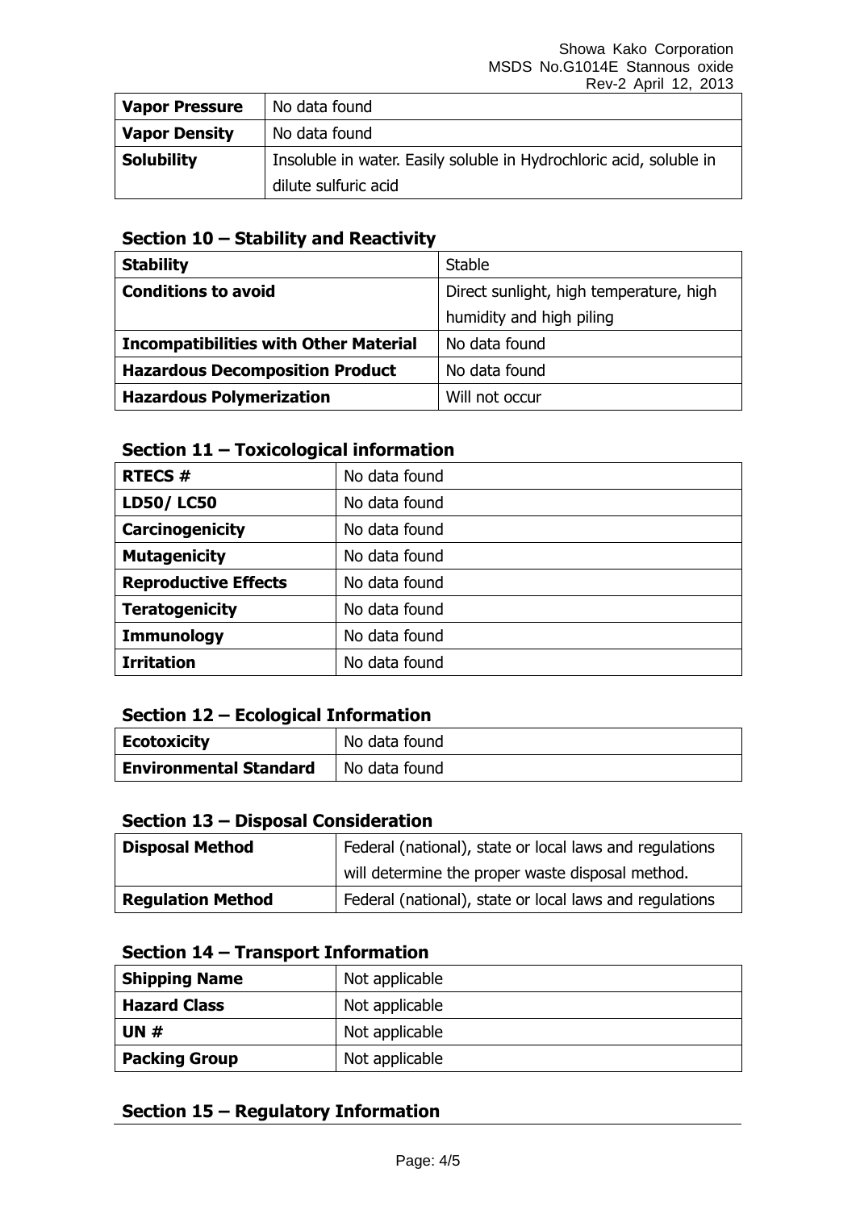| Vapor Pressure | No data found |
|---|---|
| Vapor Density | No data found |
| Solubility | Insoluble in water. Easily soluble in Hydrochloric acid, soluble in dilute sulfuric acid |

## Section 10 – Stability and Reactivity

| Stability | Stable |
|---|---|
| Conditions to avoid | Direct sunlight, high temperature, high humidity and high piling |
| Incompatibilities with Other Material | No data found |
| Hazardous Decomposition Product | No data found |
| Hazardous Polymerization | Will not occur |

## Section 11 – Toxicological information

| RTECS # | No data found |
|---|---|
| LD50/ LC50 | No data found |
| Carcinogenicity | No data found |
| Mutagenicity | No data found |
| Reproductive Effects | No data found |
| Teratogenicity | No data found |
| Immunology | No data found |
| Irritation | No data found |

## Section 12 – Ecological Information

| Ecotoxicity | No data found |
|---|---|
| Environmental Standard | No data found |

## Section 13 – Disposal Consideration

| Disposal Method | Federal (national), state or local laws and regulations will determine the proper waste disposal method. |
|---|---|
| Regulation Method | Federal (national), state or local laws and regulations |

## Section 14 – Transport Information

| Shipping Name | Not applicable |
|---|---|
| Hazard Class | Not applicable |
| UN # | Not applicable |
| Packing Group | Not applicable |

## Section 15 – Regulatory Information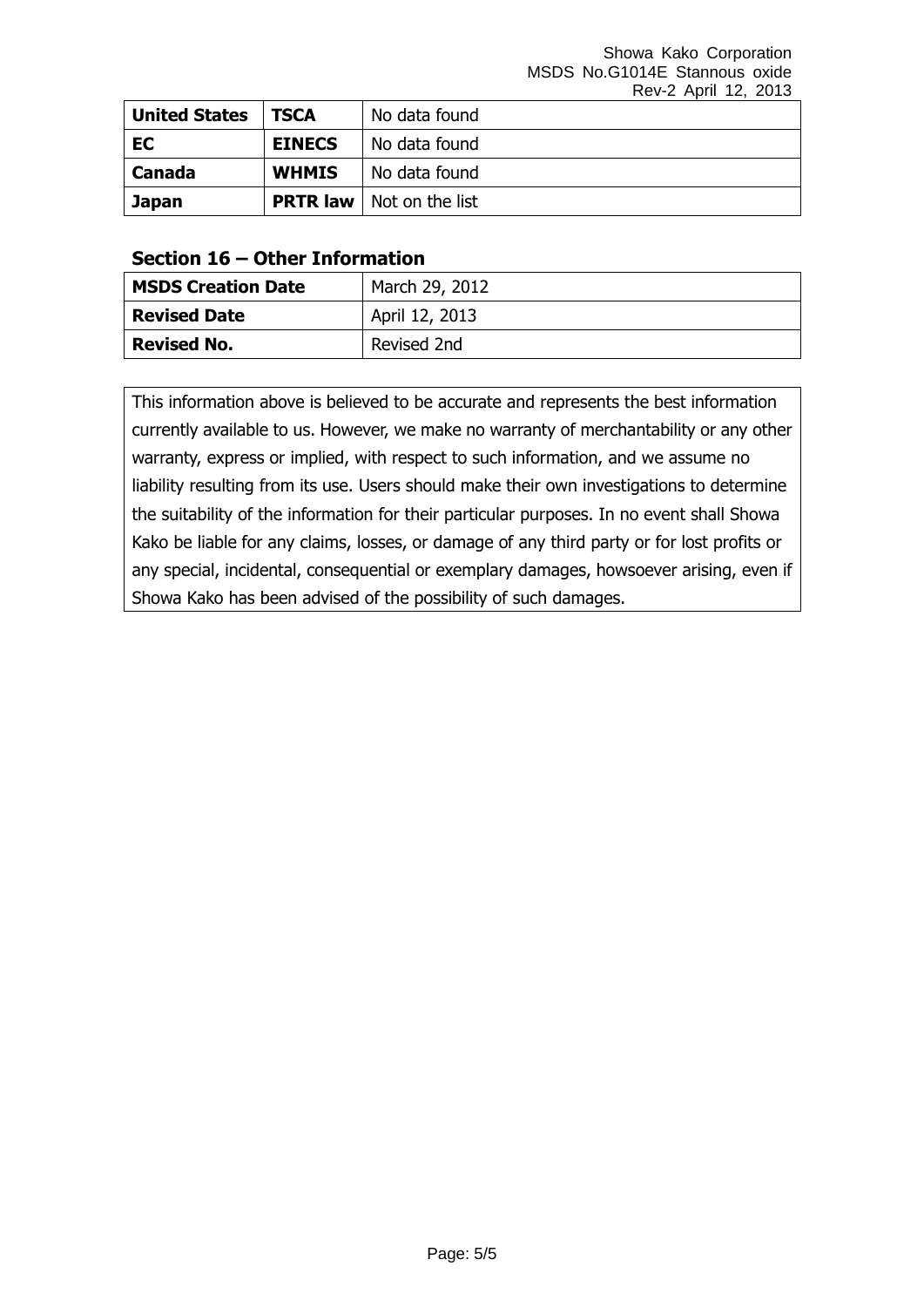| | | |
|---|---|---|
| **United States** | **TSCA** | No data found |
| **EC** | **EINECS** | No data found |
| **Canada** | **WHMIS** | No data found |
| **Japan** | **PRTR law** | Not on the list |

## Section 16 – Other Information

| | |
|---|---|
| **MSDS Creation Date** | March 29, 2012 |
| **Revised Date** | April 12, 2013 |
| **Revised No.** | Revised 2nd |

This information above is believed to be accurate and represents the best information currently available to us. However, we make no warranty of merchantability or any other warranty, express or implied, with respect to such information, and we assume no liability resulting from its use. Users should make their own investigations to determine the suitability of the information for their particular purposes. In no event shall Showa Kako be liable for any claims, losses, or damage of any third party or for lost profits or any special, incidental, consequential or exemplary damages, howsoever arising, even if Showa Kako has been advised of the possibility of such damages.